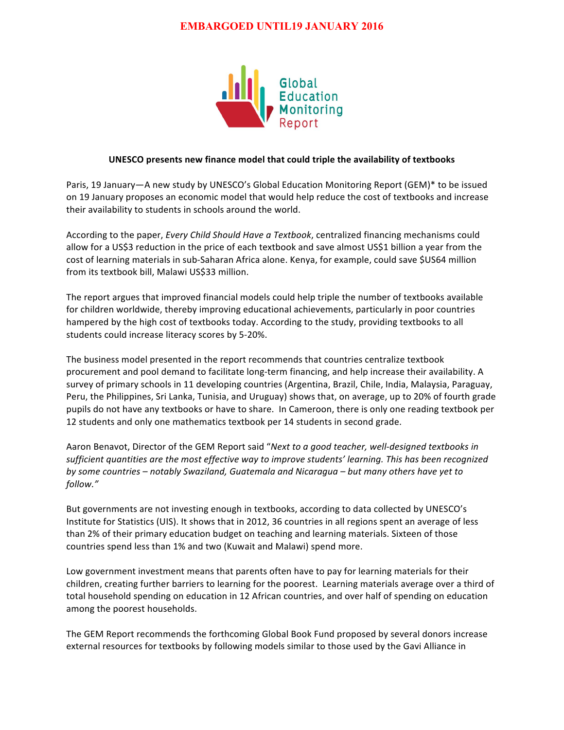**EMBARGOED UNTIL19 JANUARY 2016**

Global Education Monitoring Report

**UNESCO presents new finance model that could triple the availability of textbooks**

Paris, 19 January—A new study by UNESCO's Global Education Monitoring Report (GEM)* to be issued on 19 January proposes an economic model that would help reduce the cost of textbooks and increase their availability to students in schools around the world.

According to the paper, *Every Child Should Have a Textbook*, centralized financing mechanisms could allow for a US$3 reduction in the price of each textbook and save almost US$1 billion a year from the cost of learning materials in sub-Saharan Africa alone. Kenya, for example, could save $US64 million from its textbook bill, Malawi US$33 million.

The report argues that improved financial models could help triple the number of textbooks available for children worldwide, thereby improving educational achievements, particularly in poor countries hampered by the high cost of textbooks today. According to the study, providing textbooks to all students could increase literacy scores by 5-20%.

The business model presented in the report recommends that countries centralize textbook procurement and pool demand to facilitate long-term financing, and help increase their availability. A survey of primary schools in 11 developing countries (Argentina, Brazil, Chile, India, Malaysia, Paraguay, Peru, the Philippines, Sri Lanka, Tunisia, and Uruguay) shows that, on average, up to 20% of fourth grade pupils do not have any textbooks or have to share. In Cameroon, there is only one reading textbook per 12 students and only one mathematics textbook per 14 students in second grade.

Aaron Benavot, Director of the GEM Report said "*Next to a good teacher, well-designed textbooks in sufficient quantities are the most effective way to improve students' learning. This has been recognized by some countries – notably Swaziland, Guatemala and Nicaragua – but many others have yet to follow.*"

But governments are not investing enough in textbooks, according to data collected by UNESCO's Institute for Statistics (UIS). It shows that in 2012, 36 countries in all regions spent an average of less than 2% of their primary education budget on teaching and learning materials. Sixteen of those countries spend less than 1% and two (Kuwait and Malawi) spend more.

Low government investment means that parents often have to pay for learning materials for their children, creating further barriers to learning for the poorest. Learning materials average over a third of total household spending on education in 12 African countries, and over half of spending on education among the poorest households.

The GEM Report recommends the forthcoming Global Book Fund proposed by several donors increase external resources for textbooks by following models similar to those used by the Gavi Alliance in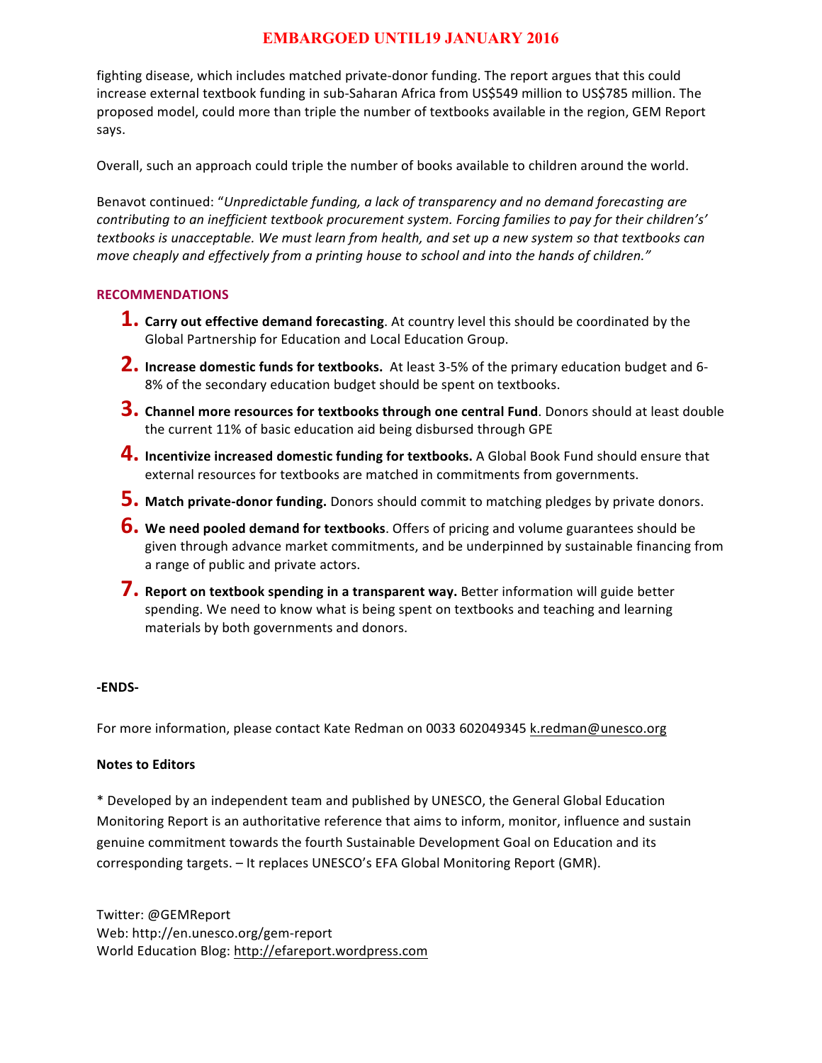**EMBARGOED UNTIL19 JANUARY 2016**

fighting disease, which includes matched private-donor funding. The report argues that this could increase external textbook funding in sub-Saharan Africa from US$549 million to US$785 million. The proposed model, could more than triple the number of textbooks available in the region, GEM Report says.

Overall, such an approach could triple the number of books available to children around the world.

Benavot continued: "*Unpredictable funding, a lack of transparency and no demand forecasting are contributing to an inefficient textbook procurement system. Forcing families to pay for their children's' textbooks is unacceptable. We must learn from health, and set up a new system so that textbooks can move cheaply and effectively from a printing house to school and into the hands of children."*

**RECOMMENDATIONS**

1. **Carry out effective demand forecasting**. At country level this should be coordinated by the Global Partnership for Education and Local Education Group.
2. **Increase domestic funds for textbooks.** At least 3-5% of the primary education budget and 6-8% of the secondary education budget should be spent on textbooks.
3. **Channel more resources for textbooks through one central Fund**. Donors should at least double the current 11% of basic education aid being disbursed through GPE
4. **Incentivize increased domestic funding for textbooks.** A Global Book Fund should ensure that external resources for textbooks are matched in commitments from governments.
5. **Match private-donor funding.** Donors should commit to matching pledges by private donors.
6. **We need pooled demand for textbooks**. Offers of pricing and volume guarantees should be given through advance market commitments, and be underpinned by sustainable financing from a range of public and private actors.
7. **Report on textbook spending in a transparent way.** Better information will guide better spending. We need to know what is being spent on textbooks and teaching and learning materials by both governments and donors.

**-ENDS-**

For more information, please contact Kate Redman on 0033 602049345 k.redman@unesco.org

**Notes to Editors**

* Developed by an independent team and published by UNESCO, the General Global Education Monitoring Report is an authoritative reference that aims to inform, monitor, influence and sustain genuine commitment towards the fourth Sustainable Development Goal on Education and its corresponding targets. – It replaces UNESCO's EFA Global Monitoring Report (GMR).

Twitter: @GEMReport
Web: http://en.unesco.org/gem-report
World Education Blog: http://efareport.wordpress.com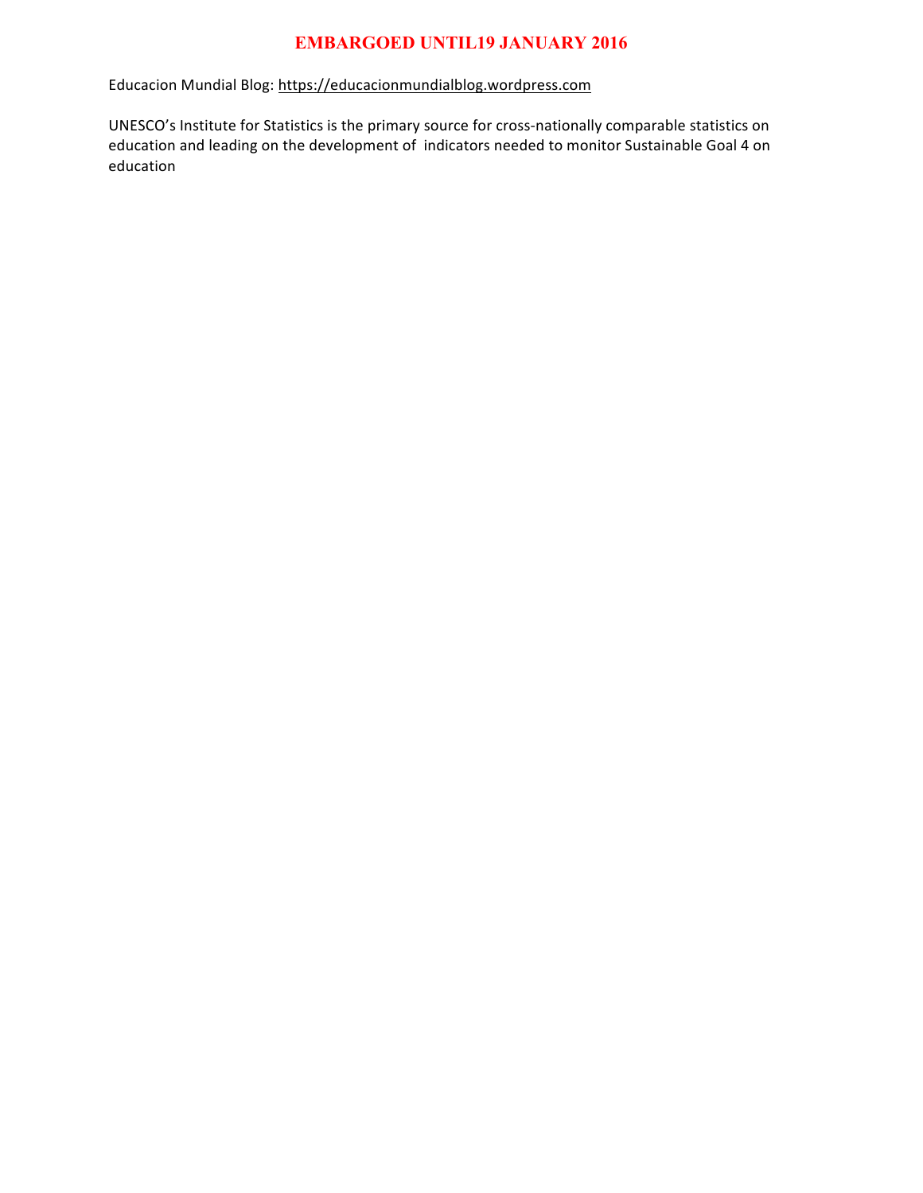**EMBARGOED UNTIL19 JANUARY 2016**

Educacion Mundial Blog: https://educacionmundialblog.wordpress.com

UNESCO's Institute for Statistics is the primary source for cross-nationally comparable statistics on education and leading on the development of indicators needed to monitor Sustainable Goal 4 on education